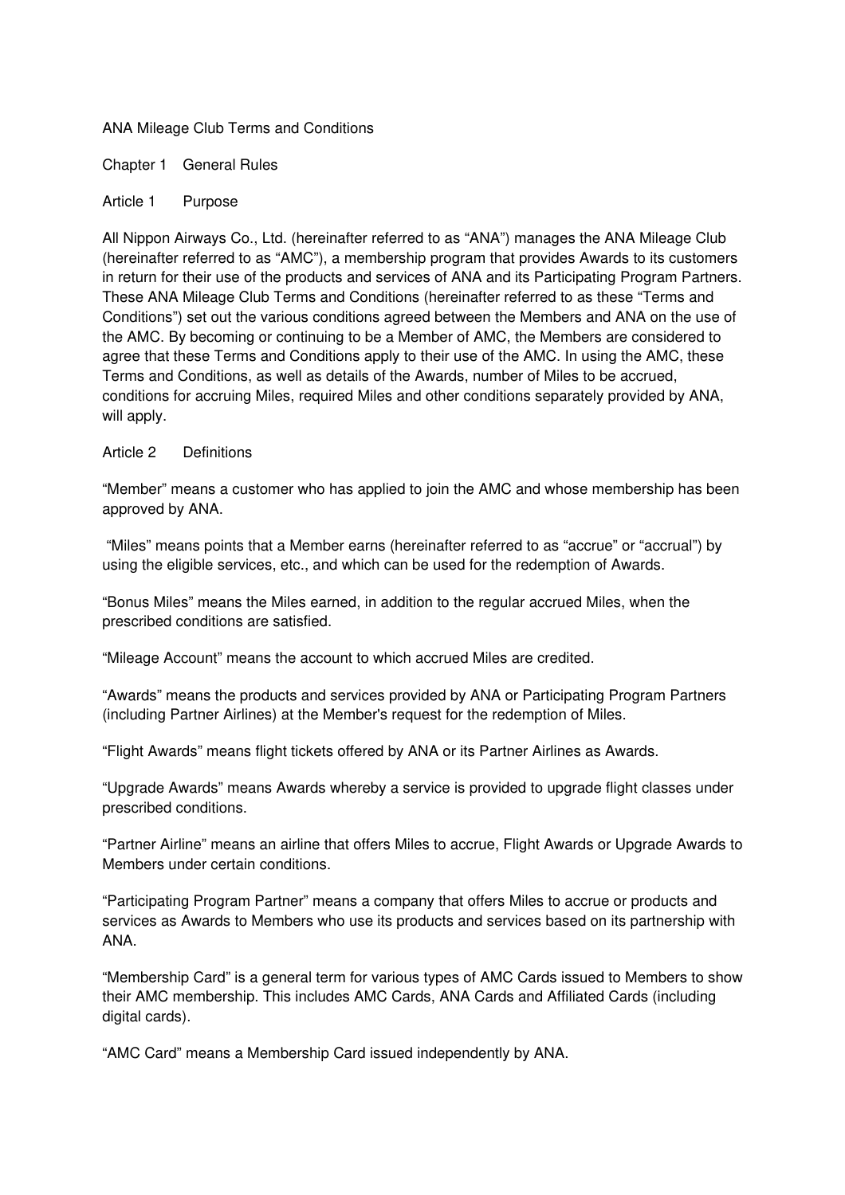# ANA Mileage Club Terms and Conditions

## Chapter 1 General Rules

### Article 1 Purpose

All Nippon Airways Co., Ltd. (hereinafter referred to as "ANA") manages the ANA Mileage Club (hereinafter referred to as "AMC"), a membership program that provides Awards to its customers in return for their use of the products and services of ANA and its Participating Program Partners. These ANA Mileage Club Terms and Conditions (hereinafter referred to as these "Terms and Conditions") set out the various conditions agreed between the Members and ANA on the use of the AMC. By becoming or continuing to be a Member of AMC, the Members are considered to agree that these Terms and Conditions apply to their use of the AMC. In using the AMC, these Terms and Conditions, as well as details of the Awards, number of Miles to be accrued, conditions for accruing Miles, required Miles and other conditions separately provided by ANA, will apply.

### Article 2 Definitions

"Member" means a customer who has applied to join the AMC and whose membership has been approved by ANA.

"Miles" means points that a Member earns (hereinafter referred to as "accrue" or "accrual") by using the eligible services, etc., and which can be used for the redemption of Awards.

"Bonus Miles" means the Miles earned, in addition to the regular accrued Miles, when the prescribed conditions are satisfied.

"Mileage Account" means the account to which accrued Miles are credited.

"Awards" means the products and services provided by ANA or Participating Program Partners (including Partner Airlines) at the Member's request for the redemption of Miles.

"Flight Awards" means flight tickets offered by ANA or its Partner Airlines as Awards.

"Upgrade Awards" means Awards whereby a service is provided to upgrade flight classes under prescribed conditions.

"Partner Airline" means an airline that offers Miles to accrue, Flight Awards or Upgrade Awards to Members under certain conditions.

"Participating Program Partner" means a company that offers Miles to accrue or products and services as Awards to Members who use its products and services based on its partnership with ANA.

"Membership Card" is a general term for various types of AMC Cards issued to Members to show their AMC membership. This includes AMC Cards, ANA Cards and Affiliated Cards (including digital cards).

"AMC Card" means a Membership Card issued independently by ANA.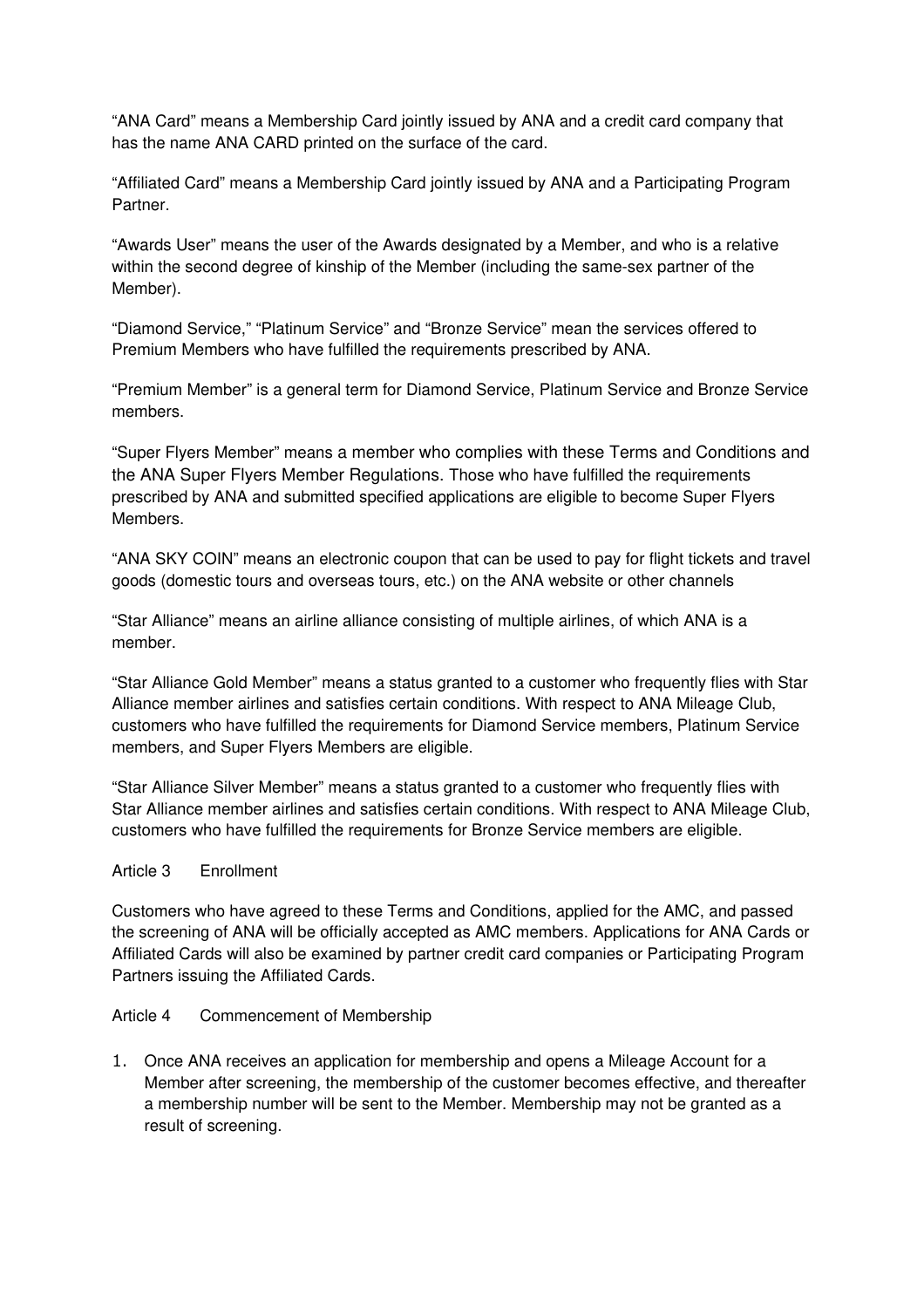"ANA Card" means a Membership Card jointly issued by ANA and a credit card company that has the name ANA CARD printed on the surface of the card.

"Affiliated Card" means a Membership Card jointly issued by ANA and a Participating Program Partner.

"Awards User" means the user of the Awards designated by a Member, and who is a relative within the second degree of kinship of the Member (including the same-sex partner of the Member).

"Diamond Service," "Platinum Service" and "Bronze Service" mean the services offered to Premium Members who have fulfilled the requirements prescribed by ANA.

"Premium Member" is a general term for Diamond Service, Platinum Service and Bronze Service members.

"Super Flyers Member" means a member who complies with these Terms and Conditions and the ANA Super Flyers Member Regulations. Those who have fulfilled the requirements prescribed by ANA and submitted specified applications are eligible to become Super Flyers Members.

"ANA SKY COIN" means an electronic coupon that can be used to pay for flight tickets and travel goods (domestic tours and overseas tours, etc.) on the ANA website or other channels

"Star Alliance" means an airline alliance consisting of multiple airlines, of which ANA is a member.

"Star Alliance Gold Member" means a status granted to a customer who frequently flies with Star Alliance member airlines and satisfies certain conditions. With respect to ANA Mileage Club, customers who have fulfilled the requirements for Diamond Service members, Platinum Service members, and Super Flyers Members are eligible.

"Star Alliance Silver Member" means a status granted to a customer who frequently flies with Star Alliance member airlines and satisfies certain conditions. With respect to ANA Mileage Club, customers who have fulfilled the requirements for Bronze Service members are eligible.

## Article 3 Enrollment

Customers who have agreed to these Terms and Conditions, applied for the AMC, and passed the screening of ANA will be officially accepted as AMC members. Applications for ANA Cards or Affiliated Cards will also be examined by partner credit card companies or Participating Program Partners issuing the Affiliated Cards.

## Article 4 Commencement of Membership

1. Once ANA receives an application for membership and opens a Mileage Account for a Member after screening, the membership of the customer becomes effective, and thereafter a membership number will be sent to the Member. Membership may not be granted as a result of screening.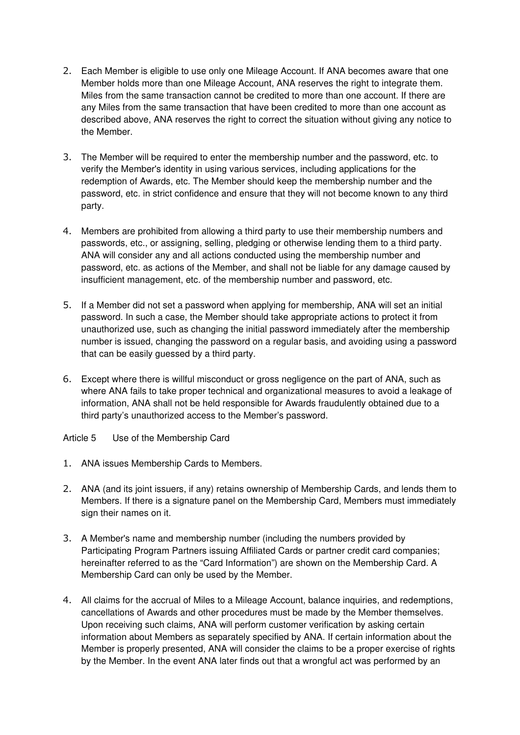2. Each Member is eligible to use only one Mileage Account. If ANA becomes aware that one Member holds more than one Mileage Account, ANA reserves the right to integrate them. Miles from the same transaction cannot be credited to more than one account. If there are any Miles from the same transaction that have been credited to more than one account as described above, ANA reserves the right to correct the situation without giving any notice to the Member.

3. The Member will be required to enter the membership number and the password, etc. to verify the Member's identity in using various services, including applications for the redemption of Awards, etc. The Member should keep the membership number and the password, etc. in strict confidence and ensure that they will not become known to any third party.

4. Members are prohibited from allowing a third party to use their membership numbers and passwords, etc., or assigning, selling, pledging or otherwise lending them to a third party. ANA will consider any and all actions conducted using the membership number and password, etc. as actions of the Member, and shall not be liable for any damage caused by insufficient management, etc. of the membership number and password, etc.

5. If a Member did not set a password when applying for membership, ANA will set an initial password. In such a case, the Member should take appropriate actions to protect it from unauthorized use, such as changing the initial password immediately after the membership number is issued, changing the password on a regular basis, and avoiding using a password that can be easily guessed by a third party.

6. Except where there is willful misconduct or gross negligence on the part of ANA, such as where ANA fails to take proper technical and organizational measures to avoid a leakage of information, ANA shall not be held responsible for Awards fraudulently obtained due to a third party's unauthorized access to the Member's password.

Article 5 Use of the Membership Card

1. ANA issues Membership Cards to Members.

2. ANA (and its joint issuers, if any) retains ownership of Membership Cards, and lends them to Members. If there is a signature panel on the Membership Card, Members must immediately sign their names on it.

3. A Member's name and membership number (including the numbers provided by Participating Program Partners issuing Affiliated Cards or partner credit card companies; hereinafter referred to as the "Card Information") are shown on the Membership Card. A Membership Card can only be used by the Member.

4. All claims for the accrual of Miles to a Mileage Account, balance inquiries, and redemptions, cancellations of Awards and other procedures must be made by the Member themselves. Upon receiving such claims, ANA will perform customer verification by asking certain information about Members as separately specified by ANA. If certain information about the Member is properly presented, ANA will consider the claims to be a proper exercise of rights by the Member. In the event ANA later finds out that a wrongful act was performed by an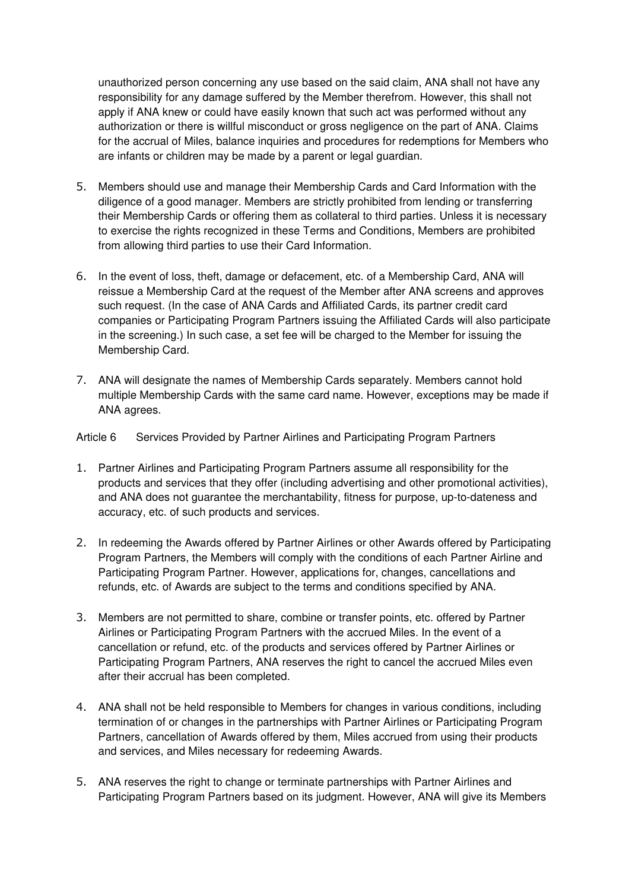unauthorized person concerning any use based on the said claim, ANA shall not have any responsibility for any damage suffered by the Member therefrom. However, this shall not apply if ANA knew or could have easily known that such act was performed without any authorization or there is willful misconduct or gross negligence on the part of ANA. Claims for the accrual of Miles, balance inquiries and procedures for redemptions for Members who are infants or children may be made by a parent or legal guardian.

5. Members should use and manage their Membership Cards and Card Information with the diligence of a good manager. Members are strictly prohibited from lending or transferring their Membership Cards or offering them as collateral to third parties. Unless it is necessary to exercise the rights recognized in these Terms and Conditions, Members are prohibited from allowing third parties to use their Card Information.

6. In the event of loss, theft, damage or defacement, etc. of a Membership Card, ANA will reissue a Membership Card at the request of the Member after ANA screens and approves such request. (In the case of ANA Cards and Affiliated Cards, its partner credit card companies or Participating Program Partners issuing the Affiliated Cards will also participate in the screening.) In such case, a set fee will be charged to the Member for issuing the Membership Card.

7. ANA will designate the names of Membership Cards separately. Members cannot hold multiple Membership Cards with the same card name. However, exceptions may be made if ANA agrees.

Article 6 Services Provided by Partner Airlines and Participating Program Partners

1. Partner Airlines and Participating Program Partners assume all responsibility for the products and services that they offer (including advertising and other promotional activities), and ANA does not guarantee the merchantability, fitness for purpose, up-to-dateness and accuracy, etc. of such products and services.

2. In redeeming the Awards offered by Partner Airlines or other Awards offered by Participating Program Partners, the Members will comply with the conditions of each Partner Airline and Participating Program Partner. However, applications for, changes, cancellations and refunds, etc. of Awards are subject to the terms and conditions specified by ANA.

3. Members are not permitted to share, combine or transfer points, etc. offered by Partner Airlines or Participating Program Partners with the accrued Miles. In the event of a cancellation or refund, etc. of the products and services offered by Partner Airlines or Participating Program Partners, ANA reserves the right to cancel the accrued Miles even after their accrual has been completed.

4. ANA shall not be held responsible to Members for changes in various conditions, including termination of or changes in the partnerships with Partner Airlines or Participating Program Partners, cancellation of Awards offered by them, Miles accrued from using their products and services, and Miles necessary for redeeming Awards.

5. ANA reserves the right to change or terminate partnerships with Partner Airlines and Participating Program Partners based on its judgment. However, ANA will give its Members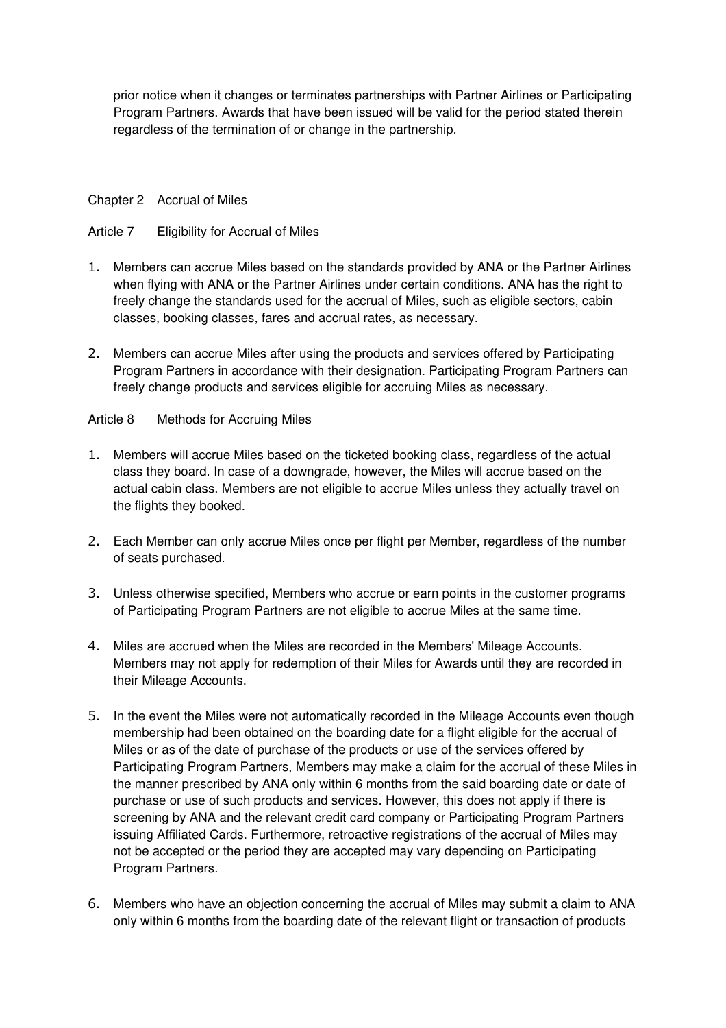prior notice when it changes or terminates partnerships with Partner Airlines or Participating Program Partners. Awards that have been issued will be valid for the period stated therein regardless of the termination of or change in the partnership.

## Chapter 2 Accrual of Miles

### Article 7 Eligibility for Accrual of Miles

1. Members can accrue Miles based on the standards provided by ANA or the Partner Airlines when flying with ANA or the Partner Airlines under certain conditions. ANA has the right to freely change the standards used for the accrual of Miles, such as eligible sectors, cabin classes, booking classes, fares and accrual rates, as necessary.

2. Members can accrue Miles after using the products and services offered by Participating Program Partners in accordance with their designation. Participating Program Partners can freely change products and services eligible for accruing Miles as necessary.

### Article 8 Methods for Accruing Miles

1. Members will accrue Miles based on the ticketed booking class, regardless of the actual class they board. In case of a downgrade, however, the Miles will accrue based on the actual cabin class. Members are not eligible to accrue Miles unless they actually travel on the flights they booked.

2. Each Member can only accrue Miles once per flight per Member, regardless of the number of seats purchased.

3. Unless otherwise specified, Members who accrue or earn points in the customer programs of Participating Program Partners are not eligible to accrue Miles at the same time.

4. Miles are accrued when the Miles are recorded in the Members' Mileage Accounts. Members may not apply for redemption of their Miles for Awards until they are recorded in their Mileage Accounts.

5. In the event the Miles were not automatically recorded in the Mileage Accounts even though membership had been obtained on the boarding date for a flight eligible for the accrual of Miles or as of the date of purchase of the products or use of the services offered by Participating Program Partners, Members may make a claim for the accrual of these Miles in the manner prescribed by ANA only within 6 months from the said boarding date or date of purchase or use of such products and services. However, this does not apply if there is screening by ANA and the relevant credit card company or Participating Program Partners issuing Affiliated Cards. Furthermore, retroactive registrations of the accrual of Miles may not be accepted or the period they are accepted may vary depending on Participating Program Partners.

6. Members who have an objection concerning the accrual of Miles may submit a claim to ANA only within 6 months from the boarding date of the relevant flight or transaction of products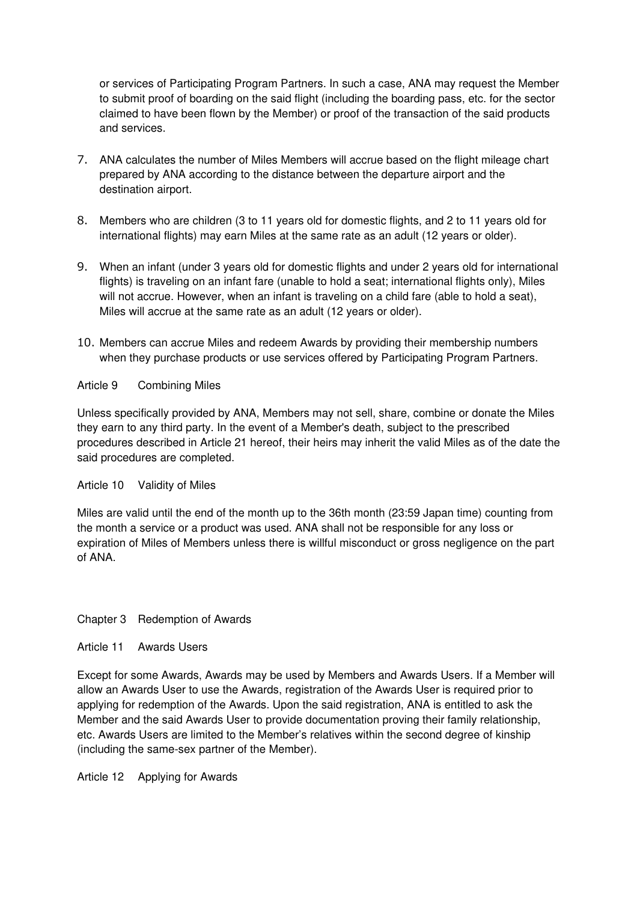or services of Participating Program Partners. In such a case, ANA may request the Member to submit proof of boarding on the said flight (including the boarding pass, etc. for the sector claimed to have been flown by the Member) or proof of the transaction of the said products and services.

7. ANA calculates the number of Miles Members will accrue based on the flight mileage chart prepared by ANA according to the distance between the departure airport and the destination airport.

8. Members who are children (3 to 11 years old for domestic flights, and 2 to 11 years old for international flights) may earn Miles at the same rate as an adult (12 years or older).

9. When an infant (under 3 years old for domestic flights and under 2 years old for international flights) is traveling on an infant fare (unable to hold a seat; international flights only), Miles will not accrue. However, when an infant is traveling on a child fare (able to hold a seat), Miles will accrue at the same rate as an adult (12 years or older).

10. Members can accrue Miles and redeem Awards by providing their membership numbers when they purchase products or use services offered by Participating Program Partners.

### Article 9 Combining Miles

Unless specifically provided by ANA, Members may not sell, share, combine or donate the Miles they earn to any third party. In the event of a Member's death, subject to the prescribed procedures described in Article 21 hereof, their heirs may inherit the valid Miles as of the date the said procedures are completed.

### Article 10 Validity of Miles

Miles are valid until the end of the month up to the 36th month (23:59 Japan time) counting from the month a service or a product was used. ANA shall not be responsible for any loss or expiration of Miles of Members unless there is willful misconduct or gross negligence on the part of ANA.

## Chapter 3 Redemption of Awards

### Article 11 Awards Users

Except for some Awards, Awards may be used by Members and Awards Users. If a Member will allow an Awards User to use the Awards, registration of the Awards User is required prior to applying for redemption of the Awards. Upon the said registration, ANA is entitled to ask the Member and the said Awards User to provide documentation proving their family relationship, etc. Awards Users are limited to the Member's relatives within the second degree of kinship (including the same-sex partner of the Member).

### Article 12 Applying for Awards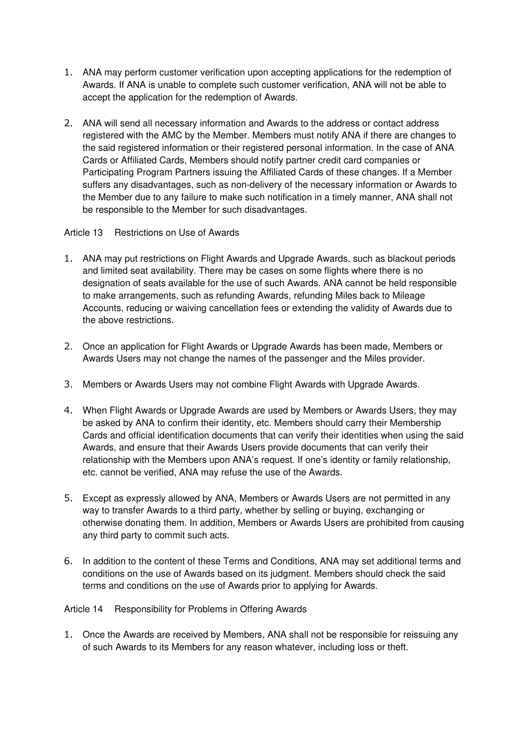1. ANA may perform customer verification upon accepting applications for the redemption of Awards. If ANA is unable to complete such customer verification, ANA will not be able to accept the application for the redemption of Awards.

2. ANA will send all necessary information and Awards to the address or contact address registered with the AMC by the Member. Members must notify ANA if there are changes to the said registered information or their registered personal information. In the case of ANA Cards or Affiliated Cards, Members should notify partner credit card companies or Participating Program Partners issuing the Affiliated Cards of these changes. If a Member suffers any disadvantages, such as non-delivery of the necessary information or Awards to the Member due to any failure to make such notification in a timely manner, ANA shall not be responsible to the Member for such disadvantages.

Article 13 Restrictions on Use of Awards

1. ANA may put restrictions on Flight Awards and Upgrade Awards, such as blackout periods and limited seat availability. There may be cases on some flights where there is no designation of seats available for the use of such Awards. ANA cannot be held responsible to make arrangements, such as refunding Awards, refunding Miles back to Mileage Accounts, reducing or waiving cancellation fees or extending the validity of Awards due to the above restrictions.

2. Once an application for Flight Awards or Upgrade Awards has been made, Members or Awards Users may not change the names of the passenger and the Miles provider.

3. Members or Awards Users may not combine Flight Awards with Upgrade Awards.

4. When Flight Awards or Upgrade Awards are used by Members or Awards Users, they may be asked by ANA to confirm their identity, etc. Members should carry their Membership Cards and official identification documents that can verify their identities when using the said Awards, and ensure that their Awards Users provide documents that can verify their relationship with the Members upon ANA's request. If one's identity or family relationship, etc. cannot be verified, ANA may refuse the use of the Awards.

5. Except as expressly allowed by ANA, Members or Awards Users are not permitted in any way to transfer Awards to a third party, whether by selling or buying, exchanging or otherwise donating them. In addition, Members or Awards Users are prohibited from causing any third party to commit such acts.

6. In addition to the content of these Terms and Conditions, ANA may set additional terms and conditions on the use of Awards based on its judgment. Members should check the said terms and conditions on the use of Awards prior to applying for Awards.

Article 14 Responsibility for Problems in Offering Awards

1. Once the Awards are received by Members, ANA shall not be responsible for reissuing any of such Awards to its Members for any reason whatever, including loss or theft.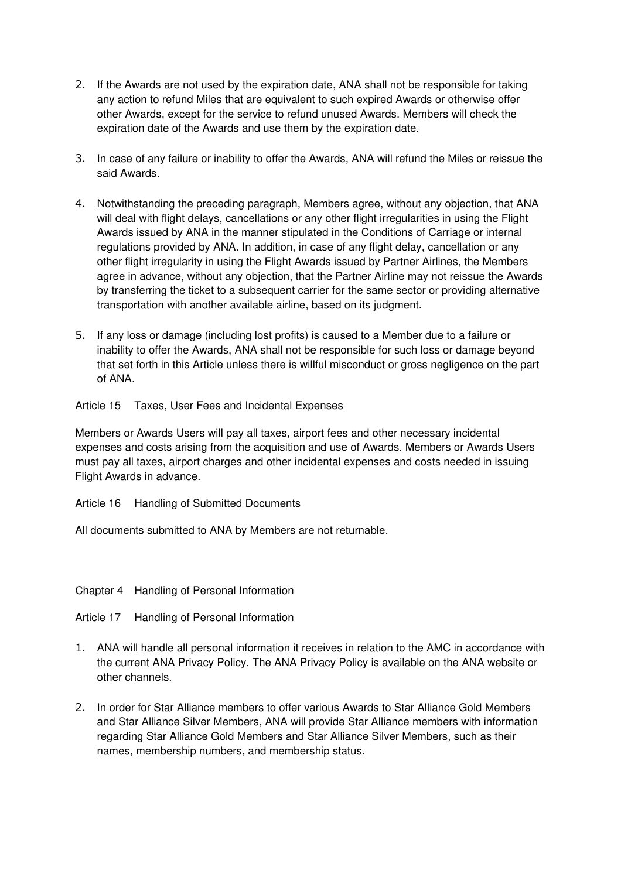2. If the Awards are not used by the expiration date, ANA shall not be responsible for taking any action to refund Miles that are equivalent to such expired Awards or otherwise offer other Awards, except for the service to refund unused Awards. Members will check the expiration date of the Awards and use them by the expiration date.

3. In case of any failure or inability to offer the Awards, ANA will refund the Miles or reissue the said Awards.

4. Notwithstanding the preceding paragraph, Members agree, without any objection, that ANA will deal with flight delays, cancellations or any other flight irregularities in using the Flight Awards issued by ANA in the manner stipulated in the Conditions of Carriage or internal regulations provided by ANA. In addition, in case of any flight delay, cancellation or any other flight irregularity in using the Flight Awards issued by Partner Airlines, the Members agree in advance, without any objection, that the Partner Airline may not reissue the Awards by transferring the ticket to a subsequent carrier for the same sector or providing alternative transportation with another available airline, based on its judgment.

5. If any loss or damage (including lost profits) is caused to a Member due to a failure or inability to offer the Awards, ANA shall not be responsible for such loss or damage beyond that set forth in this Article unless there is willful misconduct or gross negligence on the part of ANA.

### Article 15 Taxes, User Fees and Incidental Expenses

Members or Awards Users will pay all taxes, airport fees and other necessary incidental expenses and costs arising from the acquisition and use of Awards. Members or Awards Users must pay all taxes, airport charges and other incidental expenses and costs needed in issuing Flight Awards in advance.

### Article 16 Handling of Submitted Documents

All documents submitted to ANA by Members are not returnable.

## Chapter 4 Handling of Personal Information

### Article 17 Handling of Personal Information

1. ANA will handle all personal information it receives in relation to the AMC in accordance with the current ANA Privacy Policy. The ANA Privacy Policy is available on the ANA website or other channels.

2. In order for Star Alliance members to offer various Awards to Star Alliance Gold Members and Star Alliance Silver Members, ANA will provide Star Alliance members with information regarding Star Alliance Gold Members and Star Alliance Silver Members, such as their names, membership numbers, and membership status.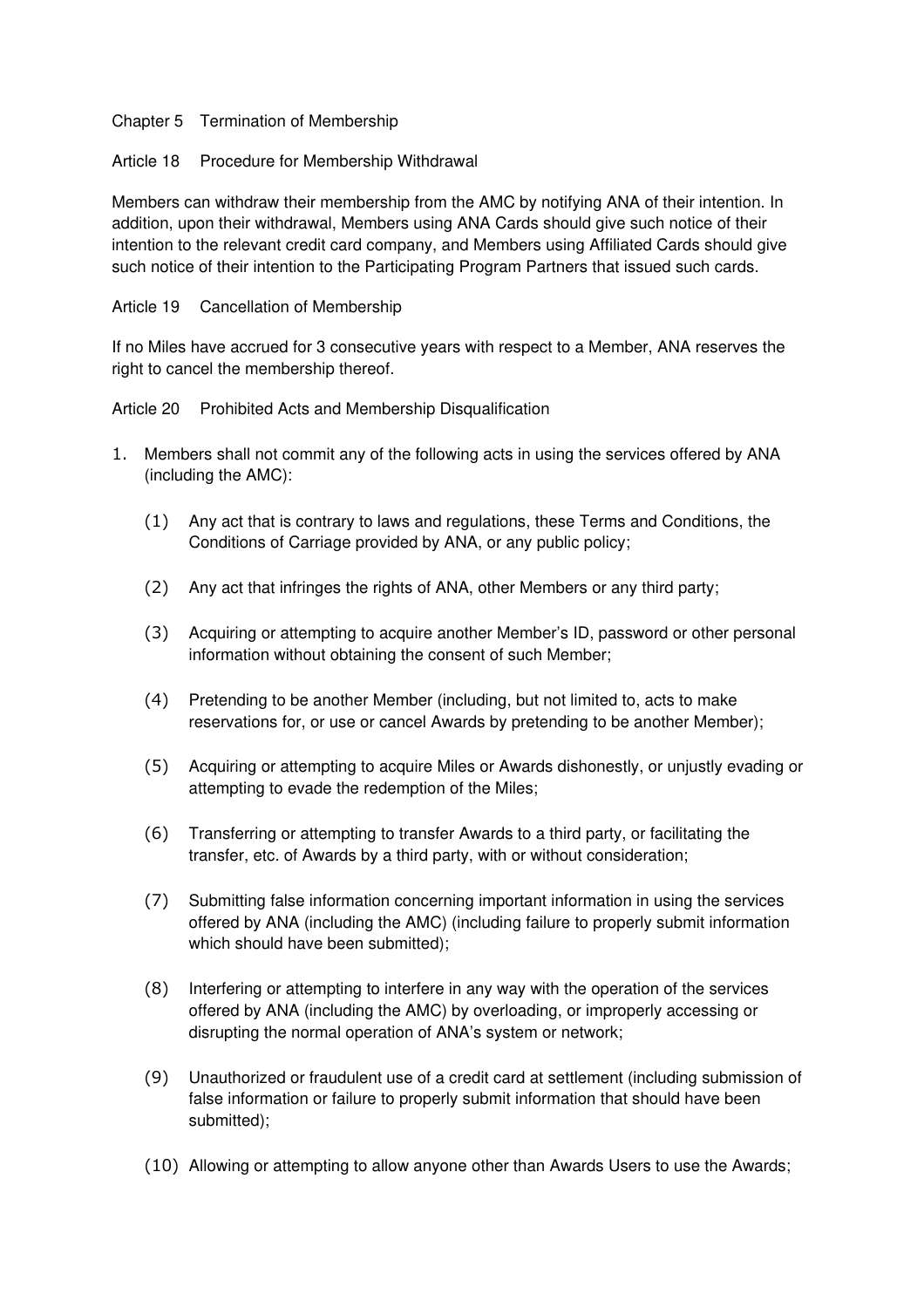## Chapter 5 Termination of Membership

### Article 18 Procedure for Membership Withdrawal

Members can withdraw their membership from the AMC by notifying ANA of their intention. In addition, upon their withdrawal, Members using ANA Cards should give such notice of their intention to the relevant credit card company, and Members using Affiliated Cards should give such notice of their intention to the Participating Program Partners that issued such cards.

### Article 19 Cancellation of Membership

If no Miles have accrued for 3 consecutive years with respect to a Member, ANA reserves the right to cancel the membership thereof.

### Article 20 Prohibited Acts and Membership Disqualification

1. Members shall not commit any of the following acts in using the services offered by ANA (including the AMC):

   (1) Any act that is contrary to laws and regulations, these Terms and Conditions, the Conditions of Carriage provided by ANA, or any public policy;

   (2) Any act that infringes the rights of ANA, other Members or any third party;

   (3) Acquiring or attempting to acquire another Member's ID, password or other personal information without obtaining the consent of such Member;

   (4) Pretending to be another Member (including, but not limited to, acts to make reservations for, or use or cancel Awards by pretending to be another Member);

   (5) Acquiring or attempting to acquire Miles or Awards dishonestly, or unjustly evading or attempting to evade the redemption of the Miles;

   (6) Transferring or attempting to transfer Awards to a third party, or facilitating the transfer, etc. of Awards by a third party, with or without consideration;

   (7) Submitting false information concerning important information in using the services offered by ANA (including the AMC) (including failure to properly submit information which should have been submitted);

   (8) Interfering or attempting to interfere in any way with the operation of the services offered by ANA (including the AMC) by overloading, or improperly accessing or disrupting the normal operation of ANA's system or network;

   (9) Unauthorized or fraudulent use of a credit card at settlement (including submission of false information or failure to properly submit information that should have been submitted);

   (10) Allowing or attempting to allow anyone other than Awards Users to use the Awards;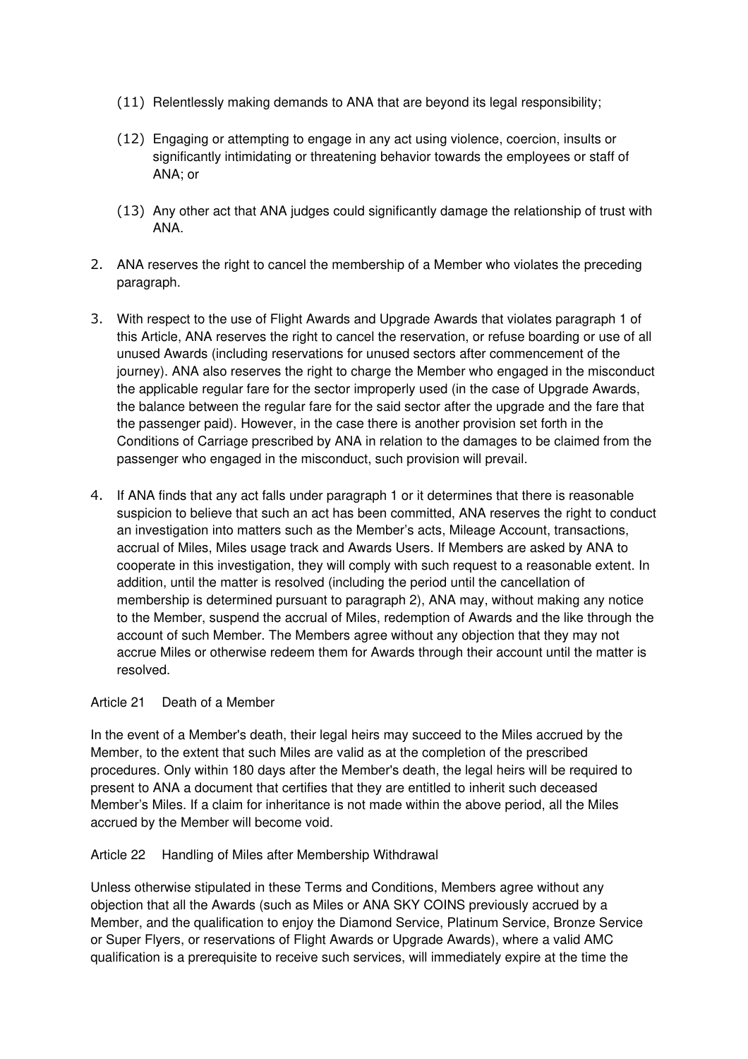(11) Relentlessly making demands to ANA that are beyond its legal responsibility;

(12) Engaging or attempting to engage in any act using violence, coercion, insults or significantly intimidating or threatening behavior towards the employees or staff of ANA; or

(13) Any other act that ANA judges could significantly damage the relationship of trust with ANA.

2. ANA reserves the right to cancel the membership of a Member who violates the preceding paragraph.

3. With respect to the use of Flight Awards and Upgrade Awards that violates paragraph 1 of this Article, ANA reserves the right to cancel the reservation, or refuse boarding or use of all unused Awards (including reservations for unused sectors after commencement of the journey). ANA also reserves the right to charge the Member who engaged in the misconduct the applicable regular fare for the sector improperly used (in the case of Upgrade Awards, the balance between the regular fare for the said sector after the upgrade and the fare that the passenger paid). However, in the case there is another provision set forth in the Conditions of Carriage prescribed by ANA in relation to the damages to be claimed from the passenger who engaged in the misconduct, such provision will prevail.

4. If ANA finds that any act falls under paragraph 1 or it determines that there is reasonable suspicion to believe that such an act has been committed, ANA reserves the right to conduct an investigation into matters such as the Member's acts, Mileage Account, transactions, accrual of Miles, Miles usage track and Awards Users. If Members are asked by ANA to cooperate in this investigation, they will comply with such request to a reasonable extent. In addition, until the matter is resolved (including the period until the cancellation of membership is determined pursuant to paragraph 2), ANA may, without making any notice to the Member, suspend the accrual of Miles, redemption of Awards and the like through the account of such Member. The Members agree without any objection that they may not accrue Miles or otherwise redeem them for Awards through their account until the matter is resolved.

Article 21 Death of a Member

In the event of a Member's death, their legal heirs may succeed to the Miles accrued by the Member, to the extent that such Miles are valid as at the completion of the prescribed procedures. Only within 180 days after the Member's death, the legal heirs will be required to present to ANA a document that certifies that they are entitled to inherit such deceased Member's Miles. If a claim for inheritance is not made within the above period, all the Miles accrued by the Member will become void.

Article 22 Handling of Miles after Membership Withdrawal

Unless otherwise stipulated in these Terms and Conditions, Members agree without any objection that all the Awards (such as Miles or ANA SKY COINS previously accrued by a Member, and the qualification to enjoy the Diamond Service, Platinum Service, Bronze Service or Super Flyers, or reservations of Flight Awards or Upgrade Awards), where a valid AMC qualification is a prerequisite to receive such services, will immediately expire at the time the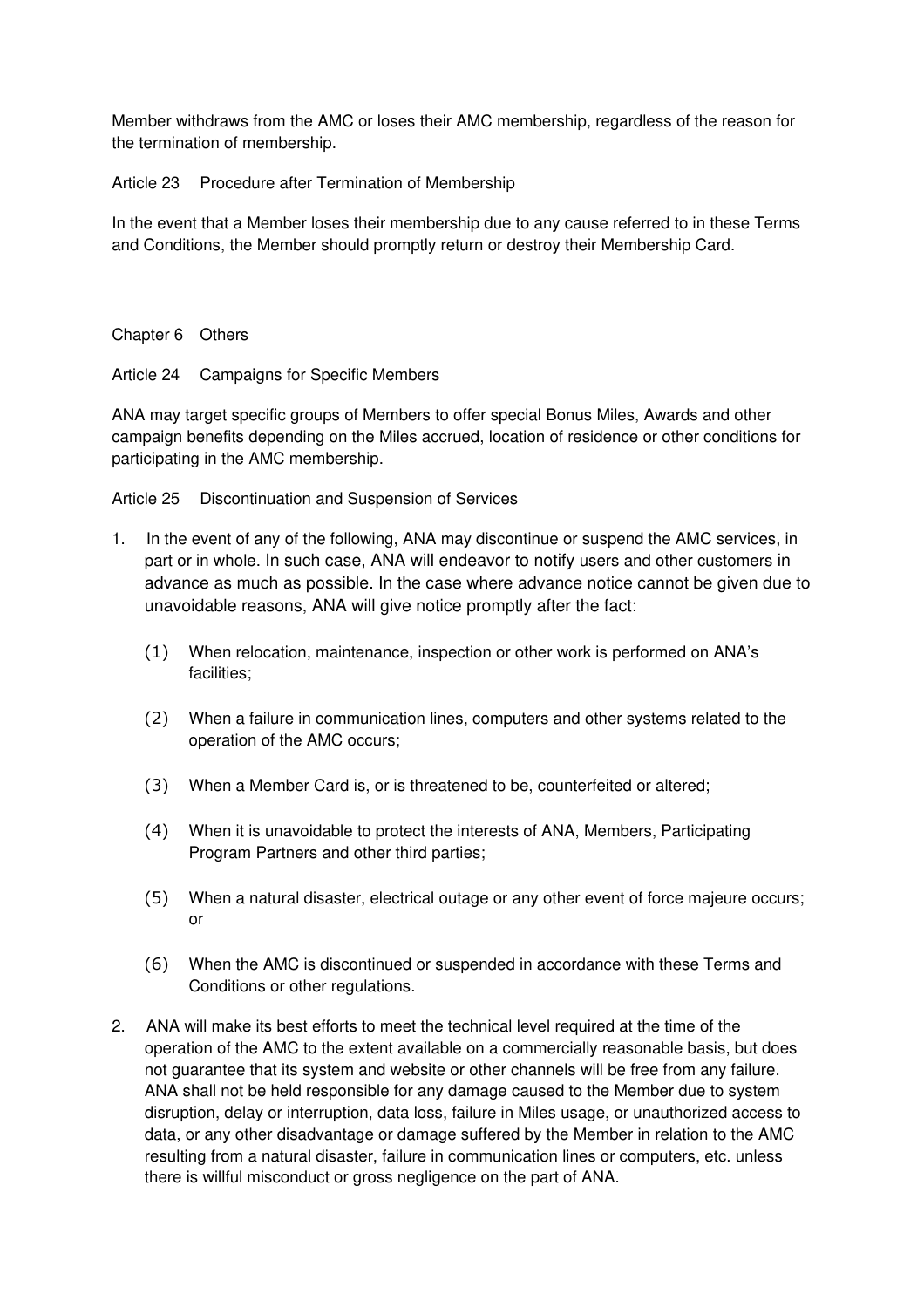Member withdraws from the AMC or loses their AMC membership, regardless of the reason for the termination of membership.

### Article 23 Procedure after Termination of Membership

In the event that a Member loses their membership due to any cause referred to in these Terms and Conditions, the Member should promptly return or destroy their Membership Card.

## Chapter 6 Others

### Article 24 Campaigns for Specific Members

ANA may target specific groups of Members to offer special Bonus Miles, Awards and other campaign benefits depending on the Miles accrued, location of residence or other conditions for participating in the AMC membership.

### Article 25 Discontinuation and Suspension of Services

1. In the event of any of the following, ANA may discontinue or suspend the AMC services, in part or in whole. In such case, ANA will endeavor to notify users and other customers in advance as much as possible. In the case where advance notice cannot be given due to unavoidable reasons, ANA will give notice promptly after the fact:

   (1) When relocation, maintenance, inspection or other work is performed on ANA's facilities;

   (2) When a failure in communication lines, computers and other systems related to the operation of the AMC occurs;

   (3) When a Member Card is, or is threatened to be, counterfeited or altered;

   (4) When it is unavoidable to protect the interests of ANA, Members, Participating Program Partners and other third parties;

   (5) When a natural disaster, electrical outage or any other event of force majeure occurs; or

   (6) When the AMC is discontinued or suspended in accordance with these Terms and Conditions or other regulations.

2. ANA will make its best efforts to meet the technical level required at the time of the operation of the AMC to the extent available on a commercially reasonable basis, but does not guarantee that its system and website or other channels will be free from any failure. ANA shall not be held responsible for any damage caused to the Member due to system disruption, delay or interruption, data loss, failure in Miles usage, or unauthorized access to data, or any other disadvantage or damage suffered by the Member in relation to the AMC resulting from a natural disaster, failure in communication lines or computers, etc. unless there is willful misconduct or gross negligence on the part of ANA.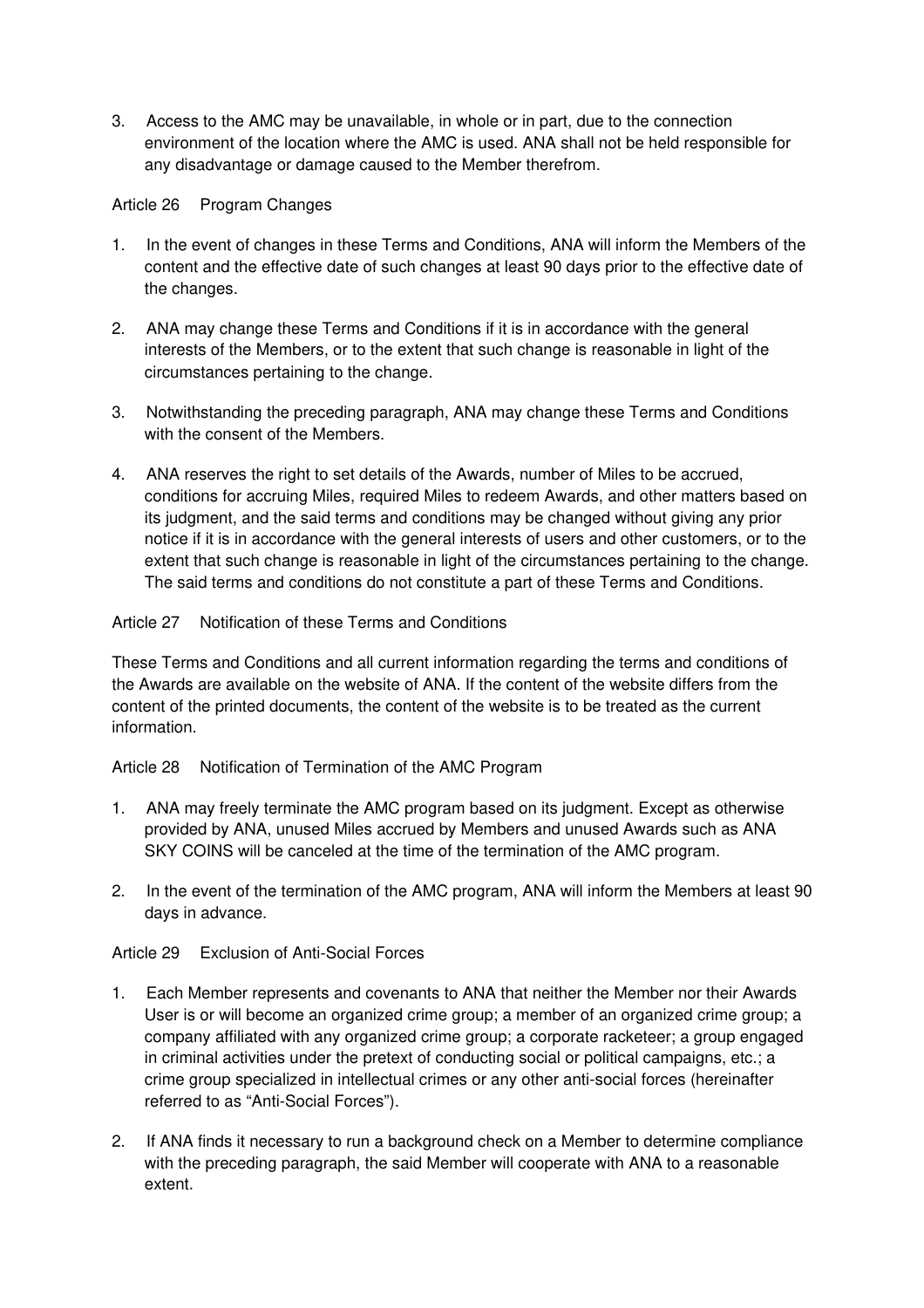3. Access to the AMC may be unavailable, in whole or in part, due to the connection environment of the location where the AMC is used. ANA shall not be held responsible for any disadvantage or damage caused to the Member therefrom.

Article 26 Program Changes

1. In the event of changes in these Terms and Conditions, ANA will inform the Members of the content and the effective date of such changes at least 90 days prior to the effective date of the changes.

2. ANA may change these Terms and Conditions if it is in accordance with the general interests of the Members, or to the extent that such change is reasonable in light of the circumstances pertaining to the change.

3. Notwithstanding the preceding paragraph, ANA may change these Terms and Conditions with the consent of the Members.

4. ANA reserves the right to set details of the Awards, number of Miles to be accrued, conditions for accruing Miles, required Miles to redeem Awards, and other matters based on its judgment, and the said terms and conditions may be changed without giving any prior notice if it is in accordance with the general interests of users and other customers, or to the extent that such change is reasonable in light of the circumstances pertaining to the change. The said terms and conditions do not constitute a part of these Terms and Conditions.

Article 27 Notification of these Terms and Conditions

These Terms and Conditions and all current information regarding the terms and conditions of the Awards are available on the website of ANA. If the content of the website differs from the content of the printed documents, the content of the website is to be treated as the current information.

Article 28 Notification of Termination of the AMC Program

1. ANA may freely terminate the AMC program based on its judgment. Except as otherwise provided by ANA, unused Miles accrued by Members and unused Awards such as ANA SKY COINS will be canceled at the time of the termination of the AMC program.

2. In the event of the termination of the AMC program, ANA will inform the Members at least 90 days in advance.

Article 29 Exclusion of Anti-Social Forces

1. Each Member represents and covenants to ANA that neither the Member nor their Awards User is or will become an organized crime group; a member of an organized crime group; a company affiliated with any organized crime group; a corporate racketeer; a group engaged in criminal activities under the pretext of conducting social or political campaigns, etc.; a crime group specialized in intellectual crimes or any other anti-social forces (hereinafter referred to as "Anti-Social Forces").

2. If ANA finds it necessary to run a background check on a Member to determine compliance with the preceding paragraph, the said Member will cooperate with ANA to a reasonable extent.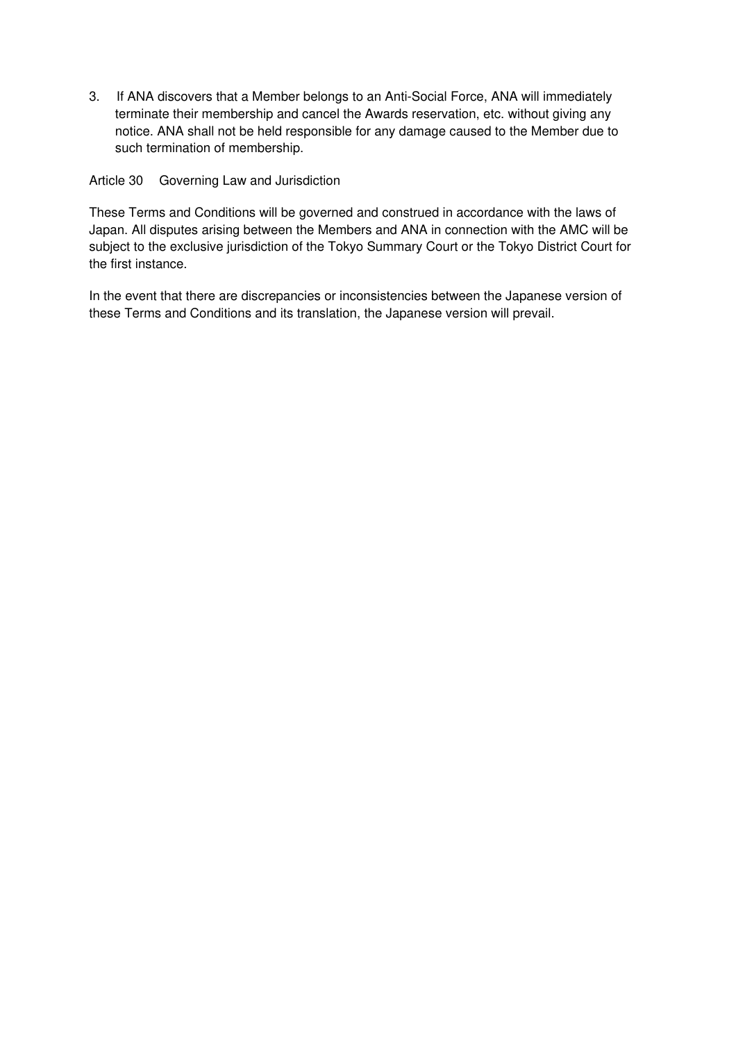3. If ANA discovers that a Member belongs to an Anti-Social Force, ANA will immediately terminate their membership and cancel the Awards reservation, etc. without giving any notice. ANA shall not be held responsible for any damage caused to the Member due to such termination of membership.

## Article 30 Governing Law and Jurisdiction

These Terms and Conditions will be governed and construed in accordance with the laws of Japan. All disputes arising between the Members and ANA in connection with the AMC will be subject to the exclusive jurisdiction of the Tokyo Summary Court or the Tokyo District Court for the first instance.

In the event that there are discrepancies or inconsistencies between the Japanese version of these Terms and Conditions and its translation, the Japanese version will prevail.